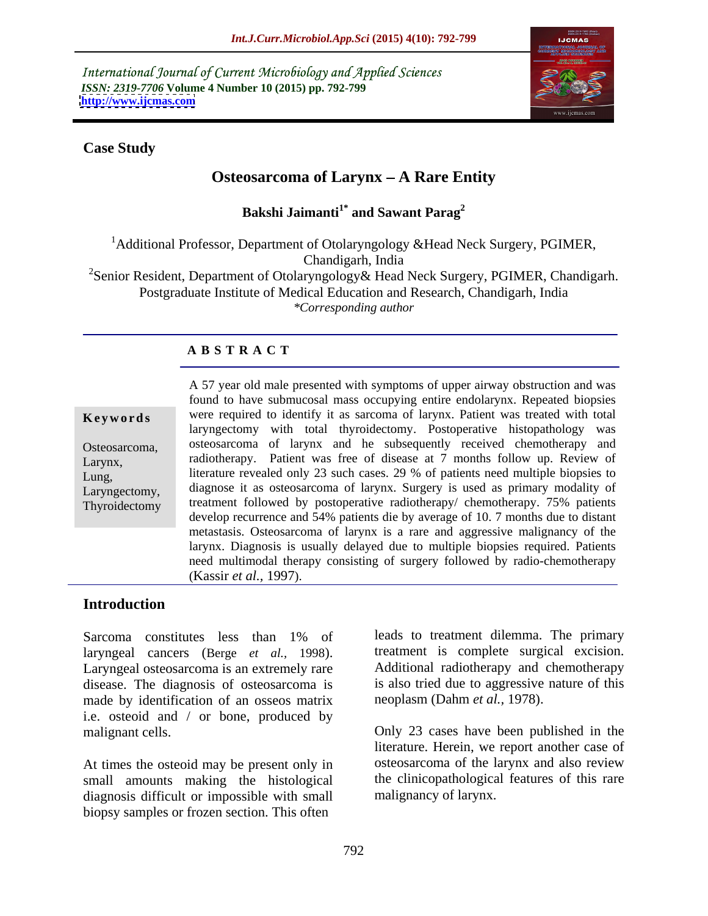International Journal of Current Microbiology and Applied Sciences
*ISSN: 2319-7706* **Volume 4 Number 10 (2015) pp. 792-799**
**http://www.ijcmas.com**

**Case Study**

# Osteosarcoma of Larynx – A Rare Entity

**Bakshi Jaimanti[1*] and Sawant Parag[2]**

[1]Additional Professor, Department of Otolaryngology &Head Neck Surgery, PGIMER, Chandigarh, India

[2]Senior Resident, Department of Otolaryngology& Head Neck Surgery, PGIMER, Chandigarh. Postgraduate Institute of Medical Education and Research, Chandigarh, India

*\*Corresponding author*

## A B S T R A C T

**Keywords**

Osteosarcoma, Larynx, Lung, Laryngectomy, Thyroidectomy

A 57 year old male presented with symptoms of upper airway obstruction and was found to have submucosal mass occupying entire endolarynx. Repeated biopsies were required to identify it as sarcoma of larynx. Patient was treated with total laryngectomy with total thyroidectomy. Postoperative histopathology was osteosarcoma of larynx and he subsequently received chemotherapy and radiotherapy. Patient was free of disease at 7 months follow up. Review of literature revealed only 23 such cases. 29 % of patients need multiple biopsies to diagnose it as osteosarcoma of larynx. Surgery is used as primary modality of treatment followed by postoperative radiotherapy/ chemotherapy. 75% patients develop recurrence and 54% patients die by average of 10. 7 months due to distant metastasis. Osteosarcoma of larynx is a rare and aggressive malignancy of the larynx. Diagnosis is usually delayed due to multiple biopsies required. Patients need multimodal therapy consisting of surgery followed by radio-chemotherapy (Kassir *et al.,* 1997).

## Introduction

Sarcoma constitutes less than 1% of laryngeal cancers (Berge *et al.,* 1998). Laryngeal osteosarcoma is an extremely rare disease. The diagnosis of osteosarcoma is made by identification of an osseos matrix i.e. osteoid and / or bone, produced by malignant cells.

At times the osteoid may be present only in small amounts making the histological diagnosis difficult or impossible with small biopsy samples or frozen section. This often leads to treatment dilemma. The primary treatment is complete surgical excision. Additional radiotherapy and chemotherapy is also tried due to aggressive nature of this neoplasm (Dahm *et al.,* 1978).

Only 23 cases have been published in the literature. Herein, we report another case of osteosarcoma of the larynx and also review the clinicopathological features of this rare malignancy of larynx.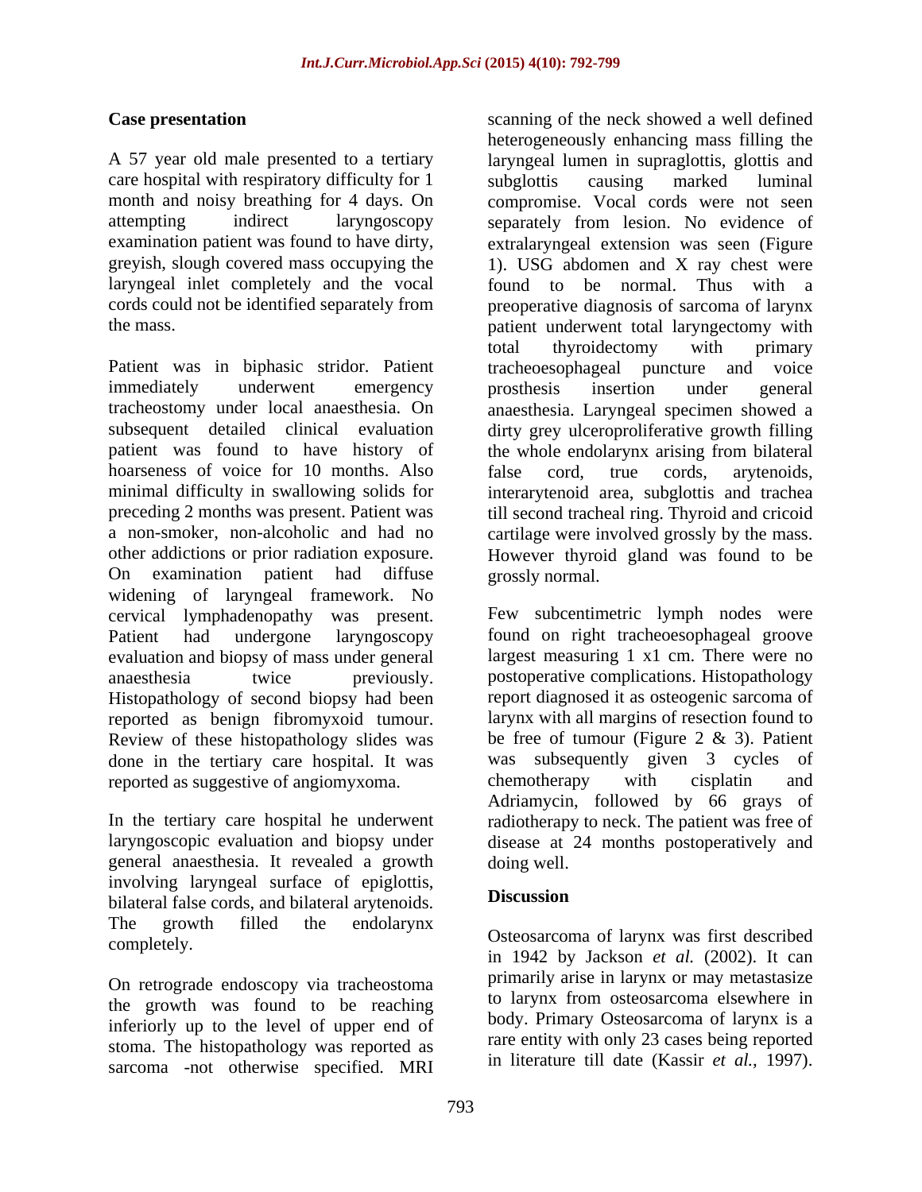## Case presentation

A 57 year old male presented to a tertiary care hospital with respiratory difficulty for 1 month and noisy breathing for 4 days. On attempting indirect laryngoscopy examination patient was found to have dirty, greyish, slough covered mass occupying the laryngeal inlet completely and the vocal cords could not be identified separately from the mass.

Patient was in biphasic stridor. Patient immediately underwent emergency tracheostomy under local anaesthesia. On subsequent detailed clinical evaluation patient was found to have history of hoarseness of voice for 10 months. Also minimal difficulty in swallowing solids for preceding 2 months was present. Patient was a non-smoker, non-alcoholic and had no other addictions or prior radiation exposure. On examination patient had diffuse widening of laryngeal framework. No cervical lymphadenopathy was present. Patient had undergone laryngoscopy evaluation and biopsy of mass under general anaesthesia twice previously. Histopathology of second biopsy had been reported as benign fibromyxoid tumour. Review of these histopathology slides was done in the tertiary care hospital. It was reported as suggestive of angiomyxoma.

In the tertiary care hospital he underwent laryngoscopic evaluation and biopsy under general anaesthesia. It revealed a growth involving laryngeal surface of epiglottis, bilateral false cords, and bilateral arytenoids. The growth filled the endolarynx completely.

On retrograde endoscopy via tracheostoma the growth was found to be reaching inferiorly up to the level of upper end of stoma. The histopathology was reported as sarcoma -not otherwise specified. MRI scanning of the neck showed a well defined heterogeneously enhancing mass filling the laryngeal lumen in supraglottis, glottis and subglottis causing marked luminal compromise. Vocal cords were not seen separately from lesion. No evidence of extralaryngeal extension was seen (Figure 1). USG abdomen and X ray chest were found to be normal. Thus with a preoperative diagnosis of sarcoma of larynx patient underwent total laryngectomy with total thyroidectomy with primary tracheoesophageal puncture and voice prosthesis insertion under general anaesthesia. Laryngeal specimen showed a dirty grey ulceroproliferative growth filling the whole endolarynx arising from bilateral false cord, true cords, arytenoids, interarytenoid area, subglottis and trachea till second tracheal ring. Thyroid and cricoid cartilage were involved grossly by the mass. However thyroid gland was found to be grossly normal.

Few subcentimetric lymph nodes were found on right tracheoesophageal groove largest measuring 1 x1 cm. There were no postoperative complications. Histopathology report diagnosed it as osteogenic sarcoma of larynx with all margins of resection found to be free of tumour (Figure 2 & 3). Patient was subsequently given 3 cycles of chemotherapy with cisplatin and Adriamycin, followed by 66 grays of radiotherapy to neck. The patient was free of disease at 24 months postoperatively and doing well.

## Discussion

Osteosarcoma of larynx was first described in 1942 by Jackson *et al.* (2002). It can primarily arise in larynx or may metastasize to larynx from osteosarcoma elsewhere in body. Primary Osteosarcoma of larynx is a rare entity with only 23 cases being reported in literature till date (Kassir *et al.,* 1997).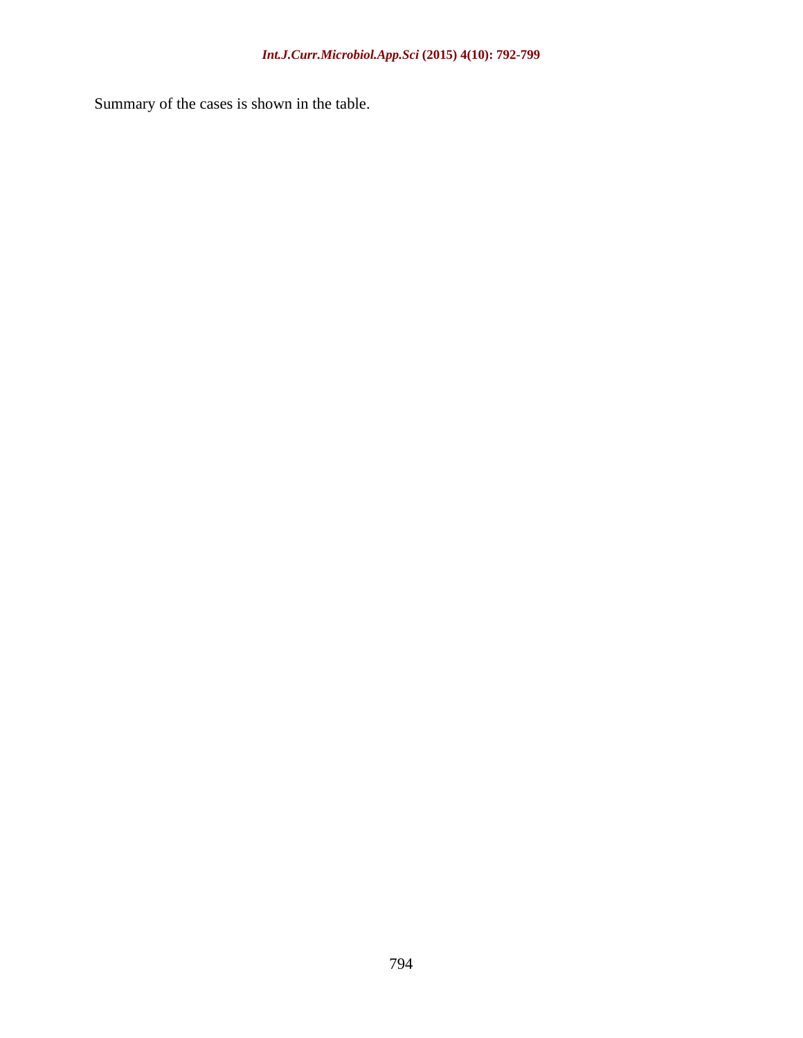Summary of the cases is shown in the table.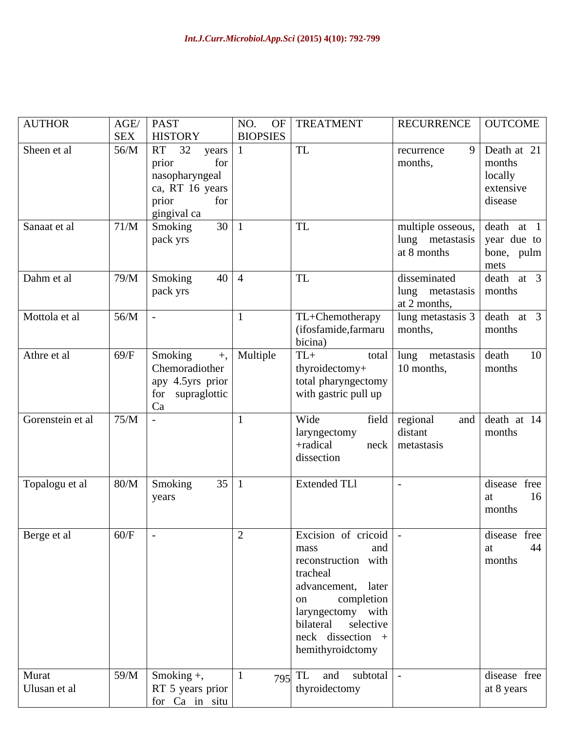| AUTHOR | AGE/ SEX | PAST HISTORY | NO. OF BIOPSIES | TREATMENT | RECURRENCE | OUTCOME |
|---|---|---|---|---|---|---|
| Sheen et al | 56/M | RT 32 years prior for nasopharyngeal ca, RT 16 years prior for gingival ca | 1 | TL | recurrence 9 months, | Death at 21 months locally extensive disease |
| Sanaat et al | 71/M | Smoking 30 pack yrs | 1 | TL | multiple osseous, lung metastasis at 8 months | death at 1 year due to bone, pulm mets |
| Dahm et al | 79/M | Smoking 40 pack yrs | 4 | TL | disseminated lung metastasis at 2 months, | death at 3 months |
| Mottola et al | 56/M | - | 1 | TL+Chemotherapy (ifosfamide,farmarubicina) | lung metastasis 3 months, | death at 3 months |
| Athre et al | 69/F | Smoking +, Chemoradiotherapy 4.5yrs prior for supraglottic Ca | Multiple | TL+ total thyroidectomy+ total pharyngectomy with gastric pull up | lung metastasis 10 months, | death 10 months |
| Gorenstein et al | 75/M | - | 1 | Wide field laryngectomy +radical neck dissection | regional and distant metastasis | death at 14 months |
| Topalogu et al | 80/M | Smoking 35 years | 1 | Extended TLl | - | disease free at 16 months |
| Berge et al | 60/F | - | 2 | Excision of cricoid mass and reconstruction with tracheal advancement, later on completion laryngectomy with bilateral selective neck dissection + hemithyroidctomy | - | disease free at 44 months |
| Murat Ulusan et al | 59/M | Smoking +, RT 5 years prior for Ca in situ | 1 | TL and subtotal thyroidectomy | - | disease free at 8 years |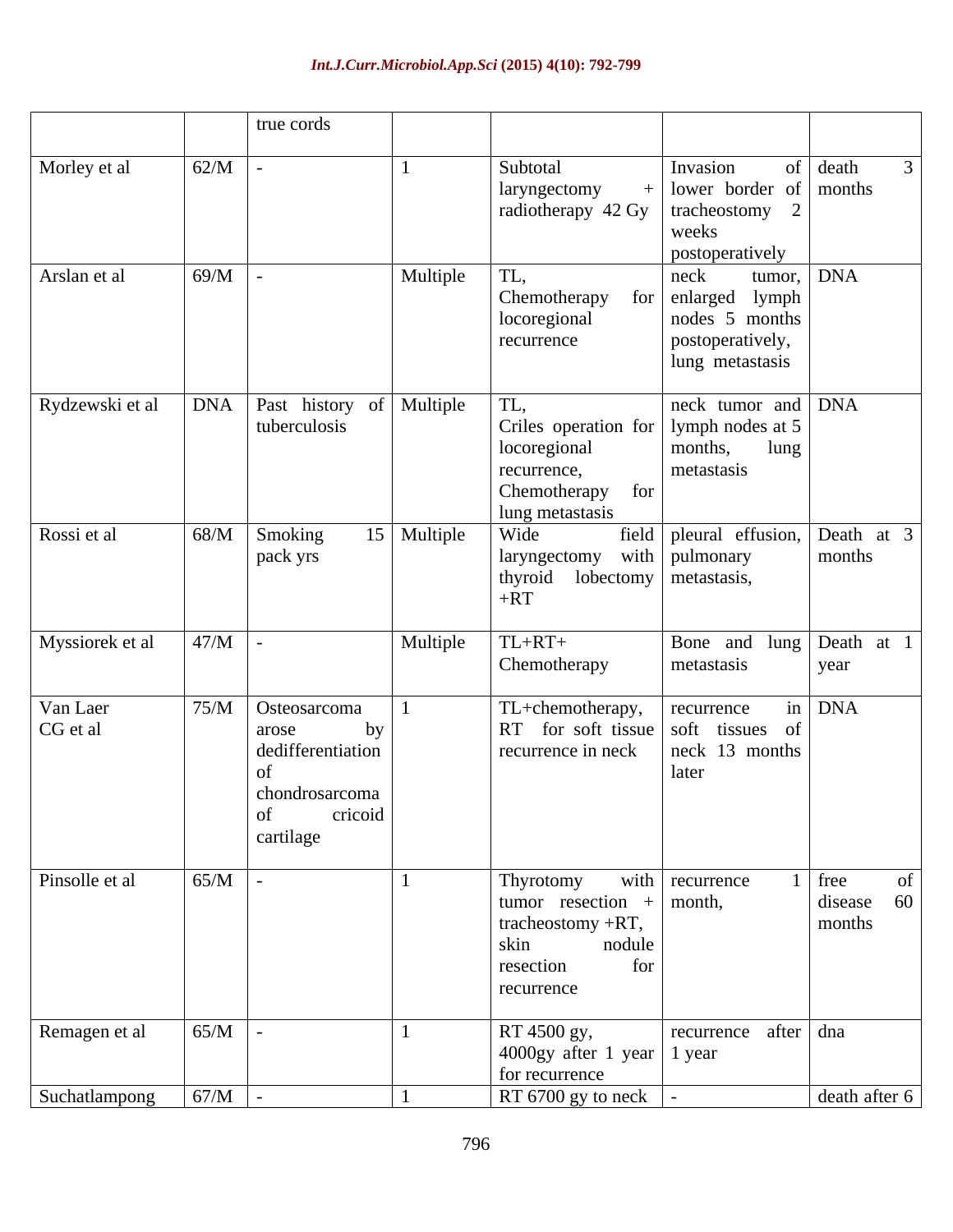| | | true cords | | | | |
|---|---|---|---|---|---|---|
| Morley et al | 62/M | - | 1 | Subtotal laryngectomy + radiotherapy 42 Gy | Invasion of lower border of tracheostomy 2 weeks postoperatively | death 3 months |
| Arslan et al | 69/M | - | Multiple | TL, Chemotherapy for locoregional recurrence | neck tumor, enlarged lymph nodes 5 months postoperatively, lung metastasis | DNA |
| Rydzewski et al | DNA | Past history of tuberculosis | Multiple | TL, Criles operation for locoregional recurrence, Chemotherapy for lung metastasis | neck tumor and lymph nodes at 5 months, lung metastasis | DNA |
| Rossi et al | 68/M | Smoking 15 pack yrs | Multiple | Wide field laryngectomy with thyroid lobectomy +RT | pleural effusion, pulmonary metastasis, | Death at 3 months |
| Myssiorek et al | 47/M | - | Multiple | TL+RT+ Chemotherapy | Bone and lung metastasis | Death at 1 year |
| Van Laer CG et al | 75/M | Osteosarcoma arose by dedifferentiation of chondrosarcoma of cricoid cartilage | 1 | TL+chemotherapy, RT for soft tissue recurrence in neck | recurrence in soft tissues of neck 13 months later | DNA |
| Pinsolle et al | 65/M | - | 1 | Thyrotomy with tumor resection + tracheostomy +RT, skin nodule resection for recurrence | recurrence 1 month, | free of disease 60 months |
| Remagen et al | 65/M | - | 1 | RT 4500 gy, 4000gy after 1 year for recurrence | recurrence after 1 year | dna |
| Suchatlampong | 67/M | - | 1 | RT 6700 gy to neck | - | death after 6 |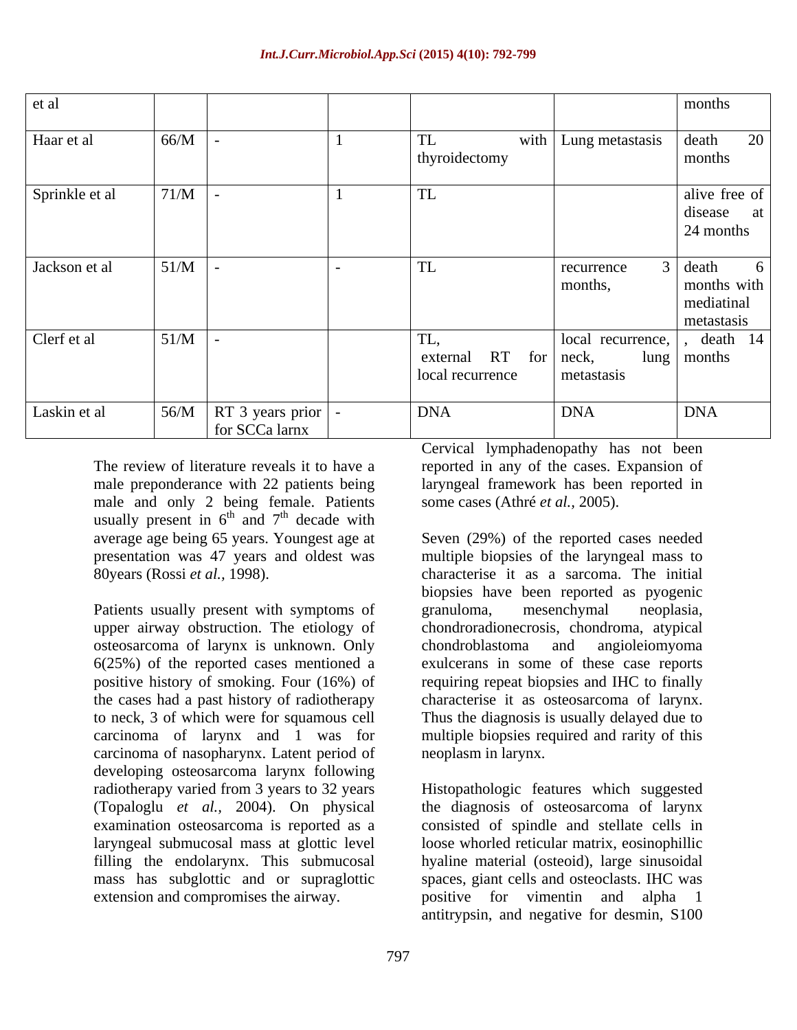| et al | | | | | | months |
|---|---|---|---|---|---|---|
| Haar et al | 66/M | - | 1 | TL with thyroidectomy | Lung metastasis | death 20 months |
| Sprinkle et al | 71/M | - | 1 | TL | | alive free of disease at 24 months |
| Jackson et al | 51/M | - | - | TL | recurrence 3 months, | death 6 months with mediatinal metastasis |
| Clerf et al | 51/M | - | | TL, external RT for local recurrence | local recurrence, neck, lung metastasis | , death 14 months |
| Laskin et al | 56/M | RT 3 years prior for SCCa larnx | - | DNA | DNA | DNA |

The review of literature reveals it to have a male preponderance with 22 patients being male and only 2 being female. Patients usually present in $6^{th}$ and $7^{th}$ decade with average age being 65 years. Youngest age at presentation was 47 years and oldest was 80years (Rossi *et al.,* 1998).

Patients usually present with symptoms of upper airway obstruction. The etiology of osteosarcoma of larynx is unknown. Only 6(25%) of the reported cases mentioned a positive history of smoking. Four (16%) of the cases had a past history of radiotherapy to neck, 3 of which were for squamous cell carcinoma of larynx and 1 was for carcinoma of nasopharynx. Latent period of developing osteosarcoma larynx following radiotherapy varied from 3 years to 32 years (Topaloglu *et al.,* 2004). On physical examination osteosarcoma is reported as a laryngeal submucosal mass at glottic level filling the endolarynx. This submucosal mass has subglottic and or supraglottic extension and compromises the airway.

Cervical lymphadenopathy has not been reported in any of the cases. Expansion of laryngeal framework has been reported in some cases (Athré *et al.,* 2005).

Seven (29%) of the reported cases needed multiple biopsies of the laryngeal mass to characterise it as a sarcoma. The initial biopsies have been reported as pyogenic granuloma, mesenchymal neoplasia, chondroradionecrosis, chondroma, atypical chondroblastoma and angioleiomyoma exulcerans in some of these case reports requiring repeat biopsies and IHC to finally characterise it as osteosarcoma of larynx. Thus the diagnosis is usually delayed due to multiple biopsies required and rarity of this neoplasm in larynx.

Histopathologic features which suggested the diagnosis of osteosarcoma of larynx consisted of spindle and stellate cells in loose whorled reticular matrix, eosinophillic hyaline material (osteoid), large sinusoidal spaces, giant cells and osteoclasts. IHC was positive for vimentin and alpha 1 antitrypsin, and negative for desmin, S100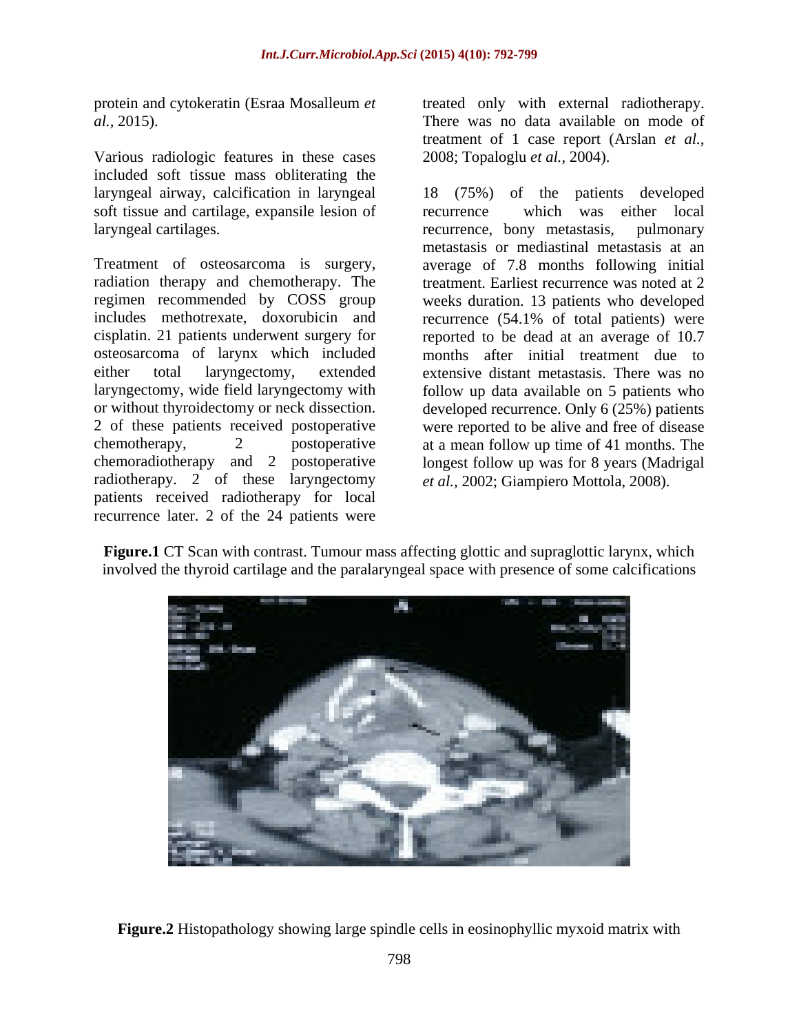protein and cytokeratin (Esraa Mosalleum *et al.,* 2015).

Various radiologic features in these cases included soft tissue mass obliterating the laryngeal airway, calcification in laryngeal soft tissue and cartilage, expansile lesion of laryngeal cartilages.

Treatment of osteosarcoma is surgery, radiation therapy and chemotherapy. The regimen recommended by COSS group includes methotrexate, doxorubicin and cisplatin. 21 patients underwent surgery for osteosarcoma of larynx which included either total laryngectomy, extended laryngectomy, wide field laryngectomy with or without thyroidectomy or neck dissection. 2 of these patients received postoperative chemotherapy, 2 postoperative chemoradiotherapy and 2 postoperative radiotherapy. 2 of these laryngectomy patients received radiotherapy for local recurrence later. 2 of the 24 patients were treated only with external radiotherapy. There was no data available on mode of treatment of 1 case report (Arslan *et al.,* 2008; Topaloglu *et al.,* 2004).

18 (75%) of the patients developed recurrence which was either local recurrence, bony metastasis, pulmonary metastasis or mediastinal metastasis at an average of 7.8 months following initial treatment. Earliest recurrence was noted at 2 weeks duration. 13 patients who developed recurrence (54.1% of total patients) were reported to be dead at an average of 10.7 months after initial treatment due to extensive distant metastasis. There was no follow up data available on 5 patients who developed recurrence. Only 6 (25%) patients were reported to be alive and free of disease at a mean follow up time of 41 months. The longest follow up was for 8 years (Madrigal *et al.,* 2002; Giampiero Mottola, 2008).

**Figure.1** CT Scan with contrast. Tumour mass affecting glottic and supraglottic larynx, which involved the thyroid cartilage and the paralaryngeal space with presence of some calcifications

**Figure.2** Histopathology showing large spindle cells in eosinophyllic myxoid matrix with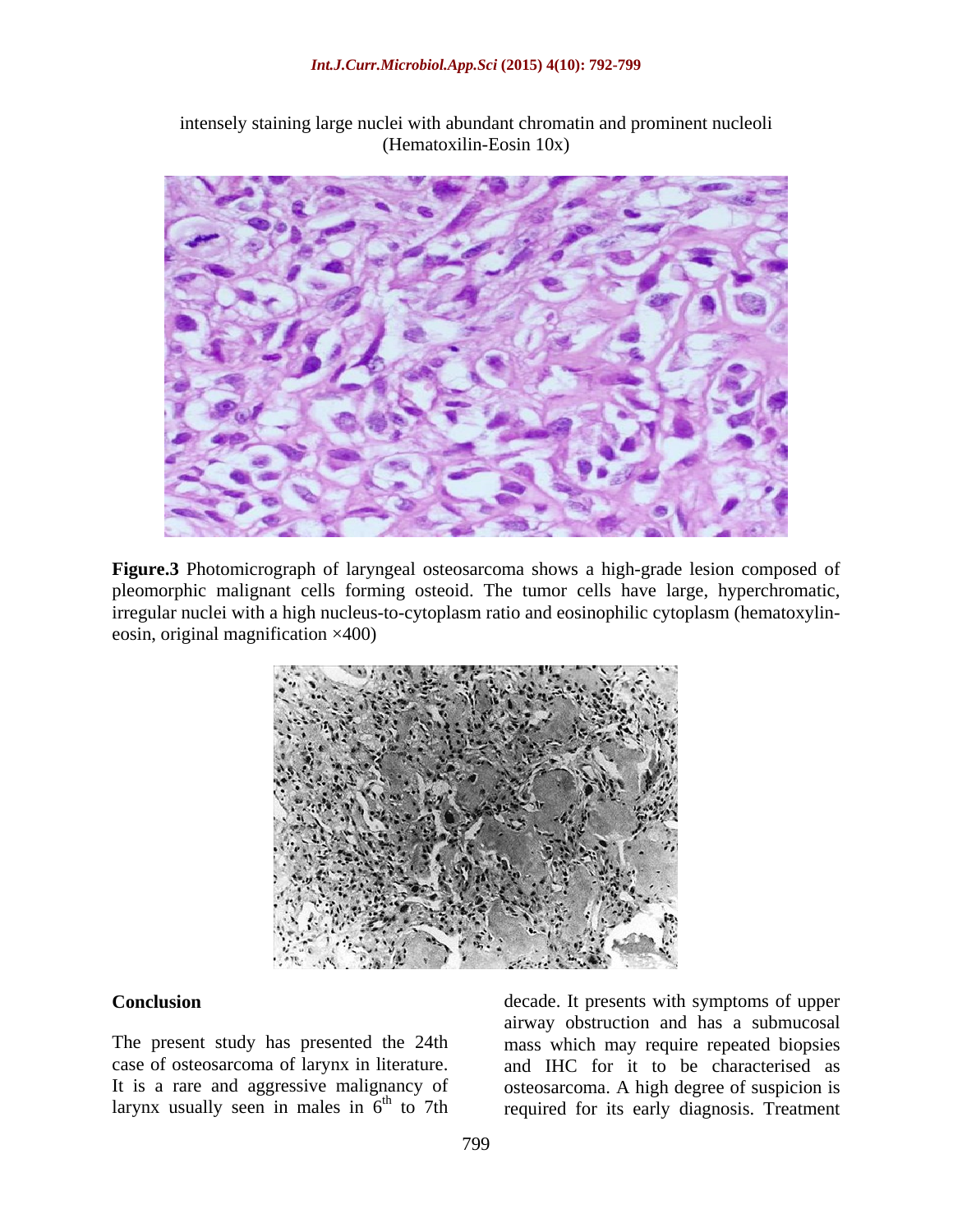intensely staining large nuclei with abundant chromatin and prominent nucleoli (Hematoxilin-Eosin 10x)

**Figure.3** Photomicrograph of laryngeal osteosarcoma shows a high-grade lesion composed of pleomorphic malignant cells forming osteoid. The tumor cells have large, hyperchromatic, irregular nuclei with a high nucleus-to-cytoplasm ratio and eosinophilic cytoplasm (hematoxylin-eosin, original magnification ×400)

## Conclusion

The present study has presented the 24th case of osteosarcoma of larynx in literature. It is a rare and aggressive malignancy of larynx usually seen in males in 6th to 7th decade. It presents with symptoms of upper airway obstruction and has a submucosal mass which may require repeated biopsies and IHC for it to be characterised as osteosarcoma. A high degree of suspicion is required for its early diagnosis. Treatment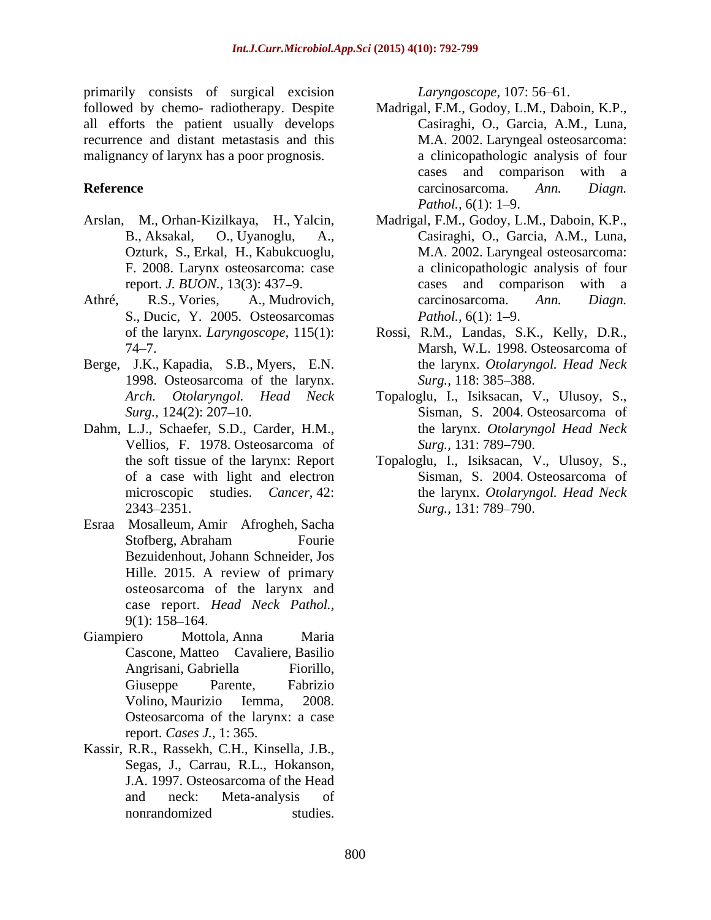primarily consists of surgical excision followed by chemo- radiotherapy. Despite all efforts the patient usually develops recurrence and distant metastasis and this malignancy of larynx has a poor prognosis.

## Reference

Arslan, M., Orhan-Kizilkaya, H., Yalcin, B., Aksakal, O., Uyanoglu, A., Ozturk, S., Erkal, H., Kabukcuoglu, F. 2008. Larynx osteosarcoma: case report. *J. BUON.,* 13(3): 437–9.

Athré, R.S., Vories, A., Mudrovich, S., Ducic, Y. 2005. Osteosarcomas of the larynx. *Laryngoscope,* 115(1): 74–7.

Berge, J.K., Kapadia, S.B., Myers, E.N. 1998. Osteosarcoma of the larynx. *Arch. Otolaryngol. Head Neck Surg.,* 124(2): 207–10.

Dahm, L.J., Schaefer, S.D., Carder, H.M., Vellios, F. 1978. Osteosarcoma of the soft tissue of the larynx: Report of a case with light and electron microscopic studies. *Cancer,* 42: 2343–2351.

Esraa Mosalleum, Amir Afrogheh, Sacha Stofberg, Abraham Fourie Bezuidenhout, Johann Schneider, Jos Hille. 2015. A review of primary osteosarcoma of the larynx and case report. *Head Neck Pathol.,* 9(1): 158–164.

Giampiero Mottola, Anna Maria Cascone, Matteo Cavaliere, Basilio Angrisani, Gabriella Fiorillo, Giuseppe Parente, Fabrizio Volino, Maurizio Iemma, 2008. Osteosarcoma of the larynx: a case report. *Cases J.,* 1: 365.

Kassir, R.R., Rassekh, C.H., Kinsella, J.B., Segas, J., Carrau, R.L., Hokanson, J.A. 1997. Osteosarcoma of the Head and neck: Meta-analysis of nonrandomized studies. *Laryngoscope,* 107: 56–61.

Madrigal, F.M., Godoy, L.M., Daboin, K.P., Casiraghi, O., Garcia, A.M., Luna, M.A. 2002. Laryngeal osteosarcoma: a clinicopathologic analysis of four cases and comparison with a carcinosarcoma. *Ann. Diagn. Pathol.,* 6(1): 1–9.

Madrigal, F.M., Godoy, L.M., Daboin, K.P., Casiraghi, O., Garcia, A.M., Luna, M.A. 2002. Laryngeal osteosarcoma: a clinicopathologic analysis of four cases and comparison with a carcinosarcoma. *Ann. Diagn. Pathol.,* 6(1): 1–9.

Rossi, R.M., Landas, S.K., Kelly, D.R., Marsh, W.L. 1998. Osteosarcoma of the larynx. *Otolaryngol. Head Neck Surg.,* 118: 385–388.

Topaloglu, I., Isiksacan, V., Ulusoy, S., Sisman, S. 2004. Osteosarcoma of the larynx. *Otolaryngol Head Neck Surg.,* 131: 789–790.

Topaloglu, I., Isiksacan, V., Ulusoy, S., Sisman, S. 2004. Osteosarcoma of the larynx. *Otolaryngol. Head Neck Surg.,* 131: 789–790.